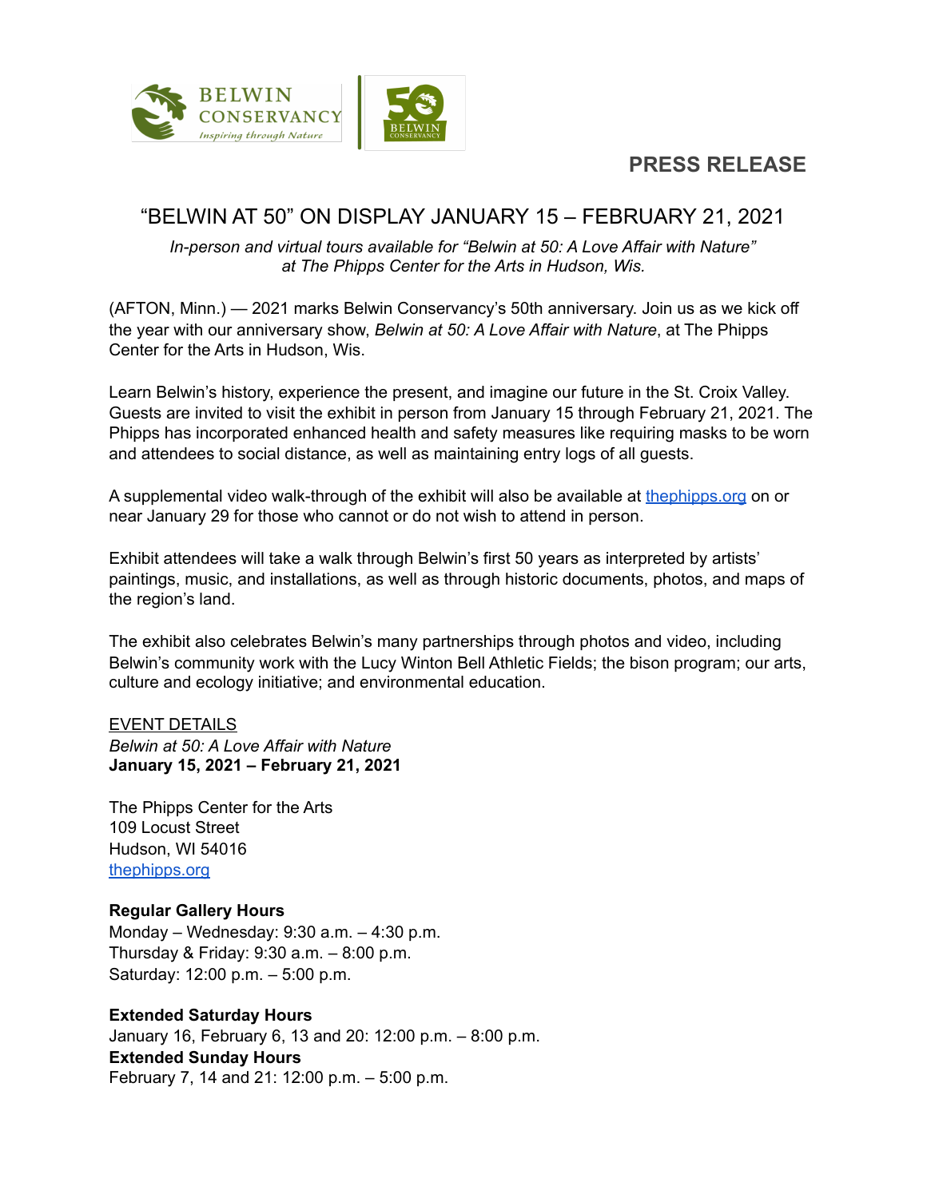BELWIN CONSERVANCY
*Inspiring through Nature*

**PRESS RELEASE**

# "BELWIN AT 50" ON DISPLAY JANUARY 15 – FEBRUARY 21, 2021

*In-person and virtual tours available for "Belwin at 50: A Love Affair with Nature" at The Phipps Center for the Arts in Hudson, Wis.*

(AFTON, Minn.) — 2021 marks Belwin Conservancy's 50th anniversary. Join us as we kick off the year with our anniversary show, *Belwin at 50: A Love Affair with Nature*, at The Phipps Center for the Arts in Hudson, Wis.

Learn Belwin's history, experience the present, and imagine our future in the St. Croix Valley. Guests are invited to visit the exhibit in person from January 15 through February 21, 2021. The Phipps has incorporated enhanced health and safety measures like requiring masks to be worn and attendees to social distance, as well as maintaining entry logs of all guests.

A supplemental video walk-through of the exhibit will also be available at [thephipps.org](thephipps.org) on or near January 29 for those who cannot or do not wish to attend in person.

Exhibit attendees will take a walk through Belwin's first 50 years as interpreted by artists' paintings, music, and installations, as well as through historic documents, photos, and maps of the region's land.

The exhibit also celebrates Belwin's many partnerships through photos and video, including Belwin's community work with the Lucy Winton Bell Athletic Fields; the bison program; our arts, culture and ecology initiative; and environmental education.

EVENT DETAILS
*Belwin at 50: A Love Affair with Nature*
**January 15, 2021 – February 21, 2021**

The Phipps Center for the Arts
109 Locust Street
Hudson, WI 54016
[thephipps.org](thephipps.org)

**Regular Gallery Hours**
Monday – Wednesday: 9:30 a.m. – 4:30 p.m.
Thursday & Friday: 9:30 a.m. – 8:00 p.m.
Saturday: 12:00 p.m. – 5:00 p.m.

**Extended Saturday Hours**
January 16, February 6, 13 and 20: 12:00 p.m. – 8:00 p.m.
**Extended Sunday Hours**
February 7, 14 and 21: 12:00 p.m. – 5:00 p.m.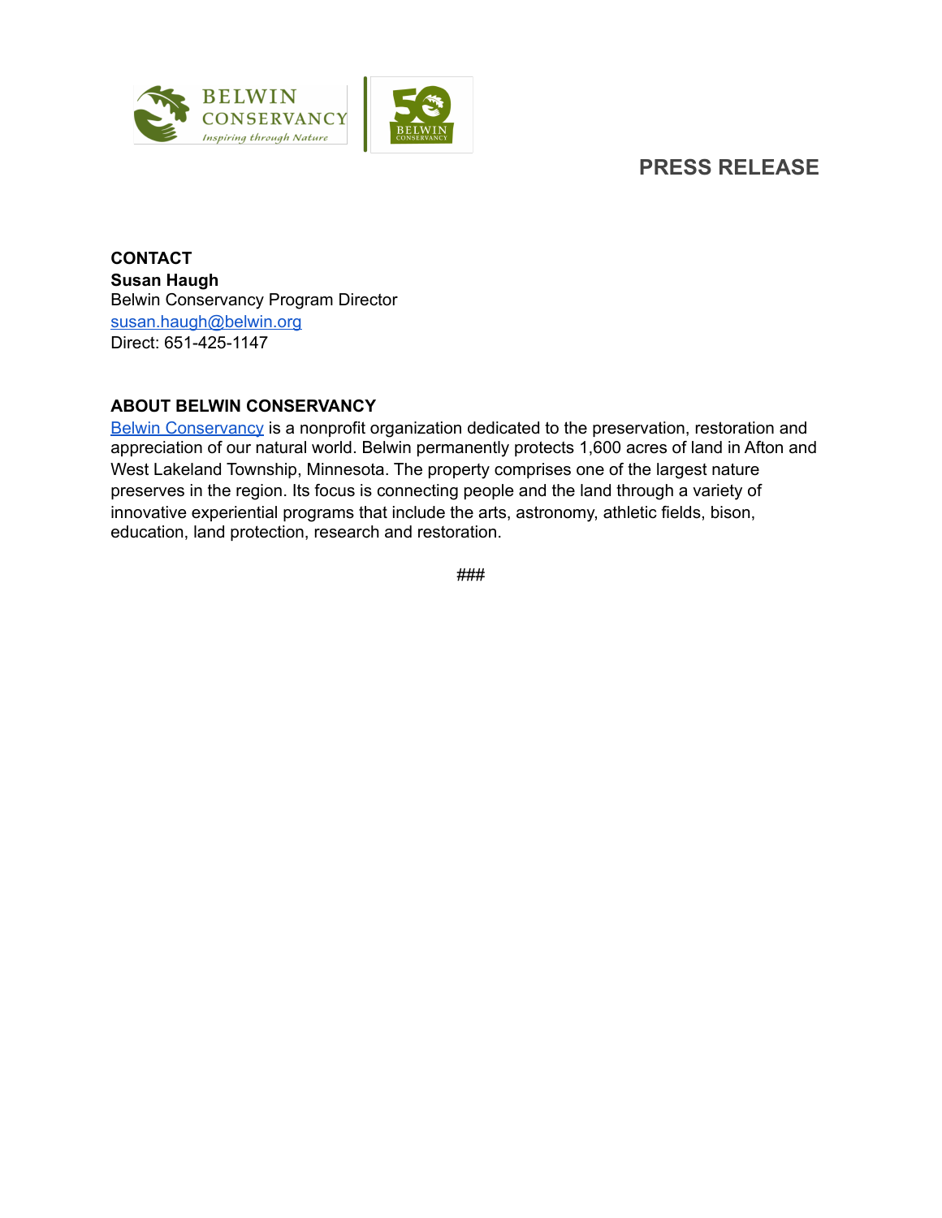# PRESS RELEASE

**CONTACT**
**Susan Haugh**
Belwin Conservancy Program Director
susan.haugh@belwin.org
Direct: 651-425-1147

**ABOUT BELWIN CONSERVANCY**

Belwin Conservancy is a nonprofit organization dedicated to the preservation, restoration and appreciation of our natural world. Belwin permanently protects 1,600 acres of land in Afton and West Lakeland Township, Minnesota. The property comprises one of the largest nature preserves in the region. Its focus is connecting people and the land through a variety of innovative experiential programs that include the arts, astronomy, athletic fields, bison, education, land protection, research and restoration.

###